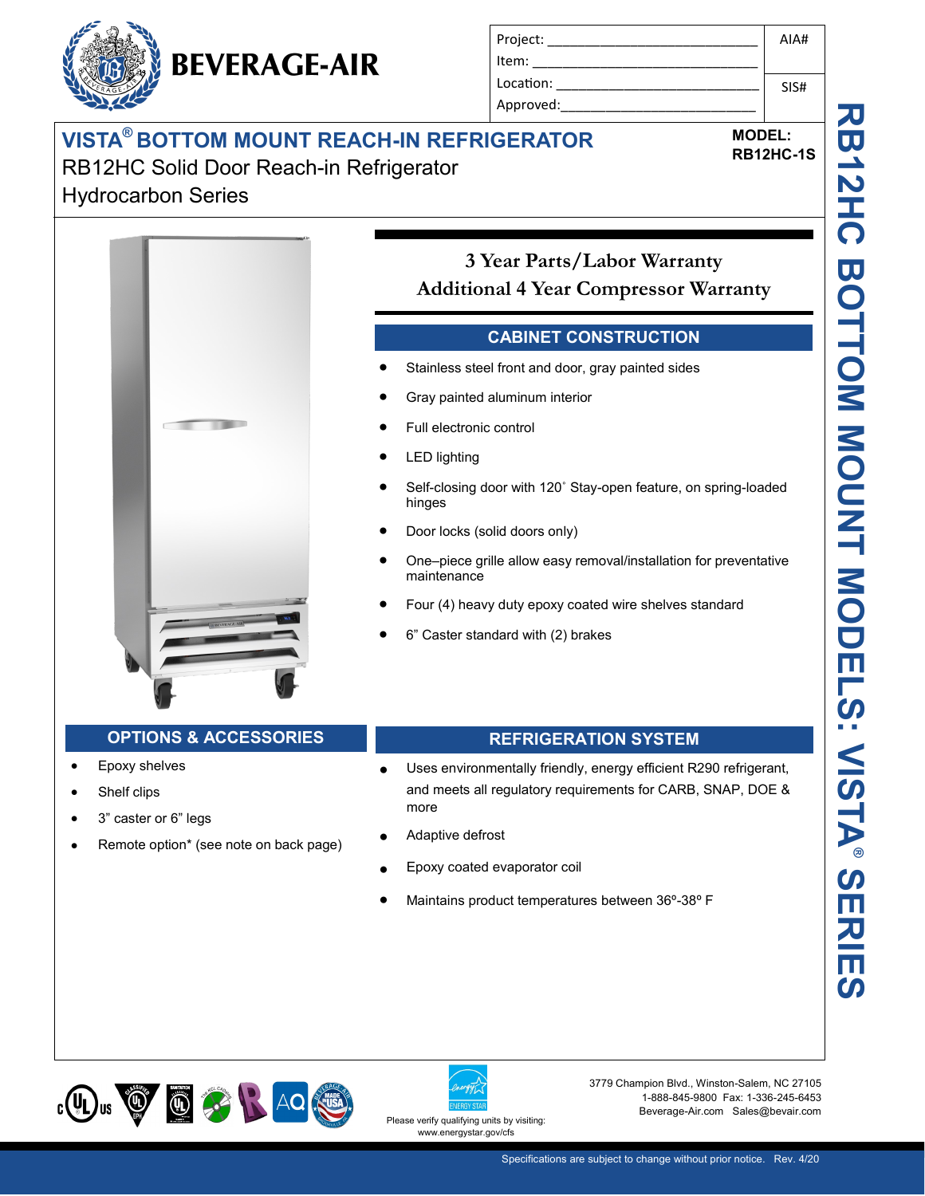# BEVERAGE-AIR

| Project: | AIA# |
| --- | --- |
| Item: | |
| Location: | SIS# |
| Approved: | |

## VISTA® BOTTOM MOUNT REACH-IN REFRIGERATOR

RB12HC Solid Door Reach-in Refrigerator
Hydrocarbon Series

**MODEL:**
**RB12HC-1S**

RB12HC BOTTOM MOUNT MODELS: VISTA® SERIES

### 3 Year Parts/Labor Warranty
### Additional 4 Year Compressor Warranty

## CABINET CONSTRUCTION

- Stainless steel front and door, gray painted sides
- Gray painted aluminum interior
- Full electronic control
- LED lighting
- Self-closing door with 120˚ Stay-open feature, on spring-loaded hinges
- Door locks (solid doors only)
- One–piece grille allow easy removal/installation for preventative maintenance
- Four (4) heavy duty epoxy coated wire shelves standard
- 6” Caster standard with (2) brakes

## OPTIONS & ACCESSORIES

- Epoxy shelves
- Shelf clips
- 3” caster or 6” legs
- Remote option* (see note on back page)

## REFRIGERATION SYSTEM

- Uses environmentally friendly, energy efficient R290 refrigerant, and meets all regulatory requirements for CARB, SNAP, DOE & more
- Adaptive defrost
- Epoxy coated evaporator coil
- Maintains product temperatures between 36º-38º F

Please verify qualifying units by visiting:
www.energystar.gov/cfs

3779 Champion Blvd., Winston-Salem, NC 27105
1-888-845-9800 Fax: 1-336-245-6453
Beverage-Air.com Sales@bevair.com

Specifications are subject to change without prior notice. Rev. 4/20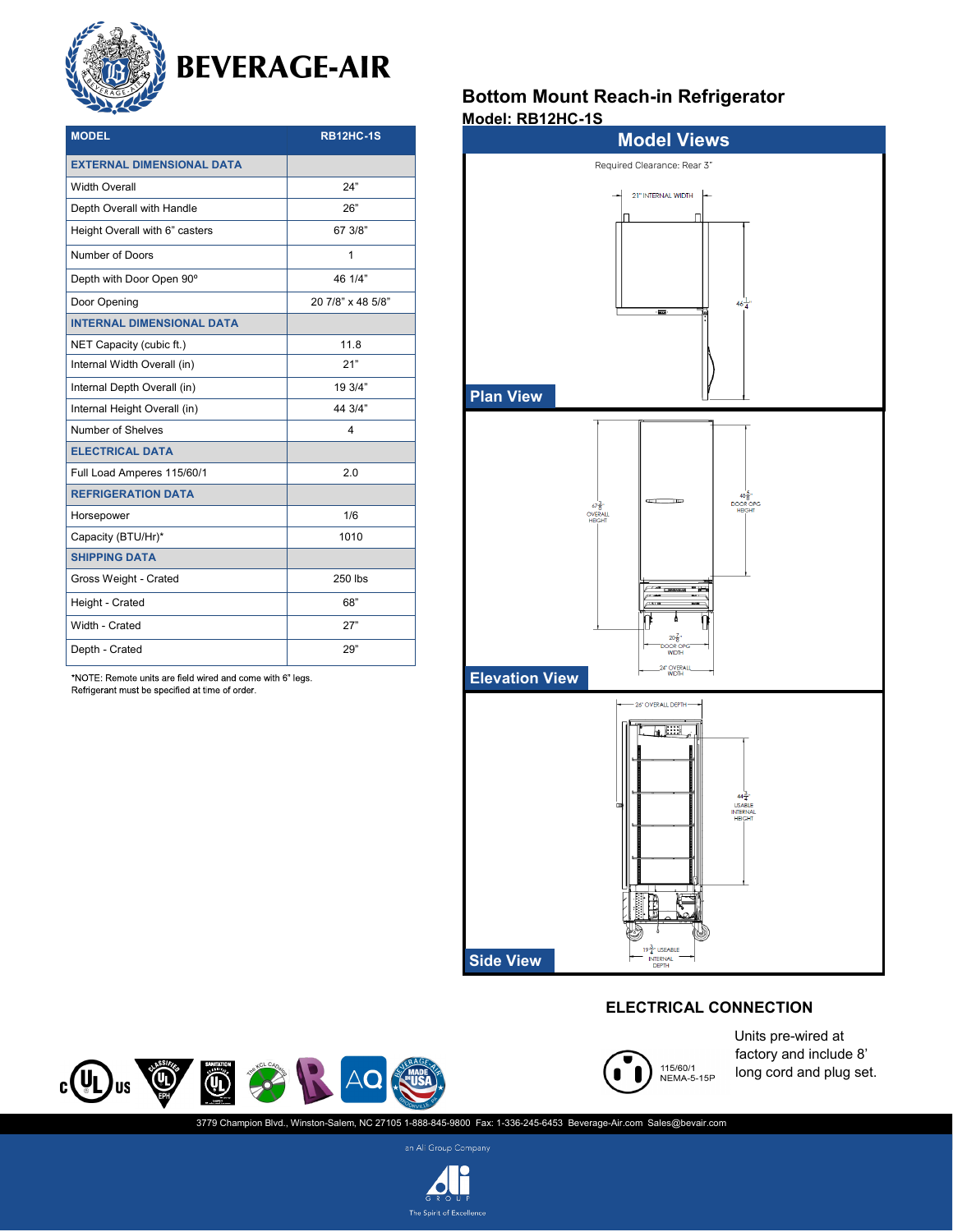# BEVERAGE-AIR

## Bottom Mount Reach-in Refrigerator

**Model: RB12HC-1S**

| MODEL | RB12HC-1S |
|---|---|
| **EXTERNAL DIMENSIONAL DATA** | |
| Width Overall | 24" |
| Depth Overall with Handle | 26" |
| Height Overall with 6" casters | 67 3/8" |
| Number of Doors | 1 |
| Depth with Door Open 90º | 46 1/4" |
| Door Opening | 20 7/8" x 48 5/8" |
| **INTERNAL DIMENSIONAL DATA** | |
| NET Capacity (cubic ft.) | 11.8 |
| Internal Width Overall (in) | 21" |
| Internal Depth Overall (in) | 19 3/4" |
| Internal Height Overall (in) | 44 3/4" |
| Number of Shelves | 4 |
| **ELECTRICAL DATA** | |
| Full Load Amperes 115/60/1 | 2.0 |
| **REFRIGERATION DATA** | |
| Horsepower | 1/6 |
| Capacity (BTU/Hr)* | 1010 |
| **SHIPPING DATA** | |
| Gross Weight - Crated | 250 lbs |
| Height - Crated | 68" |
| Width - Crated | 27" |
| Depth - Crated | 29" |

*NOTE: Remote units are field wired and come with 6" legs. Refrigerant must be specified at time of order.

## Model Views

Required Clearance: Rear 3"

21" INTERNAL WIDTH

46 1/4"

**Plan View**

67 3/8" OVERALL HEIGHT

48 5/8" DOOR OPG HEIGHT

20 7/8" DOOR OPG WIDTH

24" OVERALL WIDTH

**Elevation View**

26" OVERALL DEPTH

44 3/4" USABLE INTERNAL HEIGHT

19 3/4" USEABLE INTERNAL DEPTH

**Side View**

## ELECTRICAL CONNECTION

115/60/1
NEMA-5-15P

Units pre-wired at factory and include 8' long cord and plug set.

3779 Champion Blvd., Winston-Salem, NC 27105 1-888-845-9800 Fax: 1-336-245-6453 Beverage-Air.com Sales@bevair.com

an Ali Group Company

The Spirit of Excellence